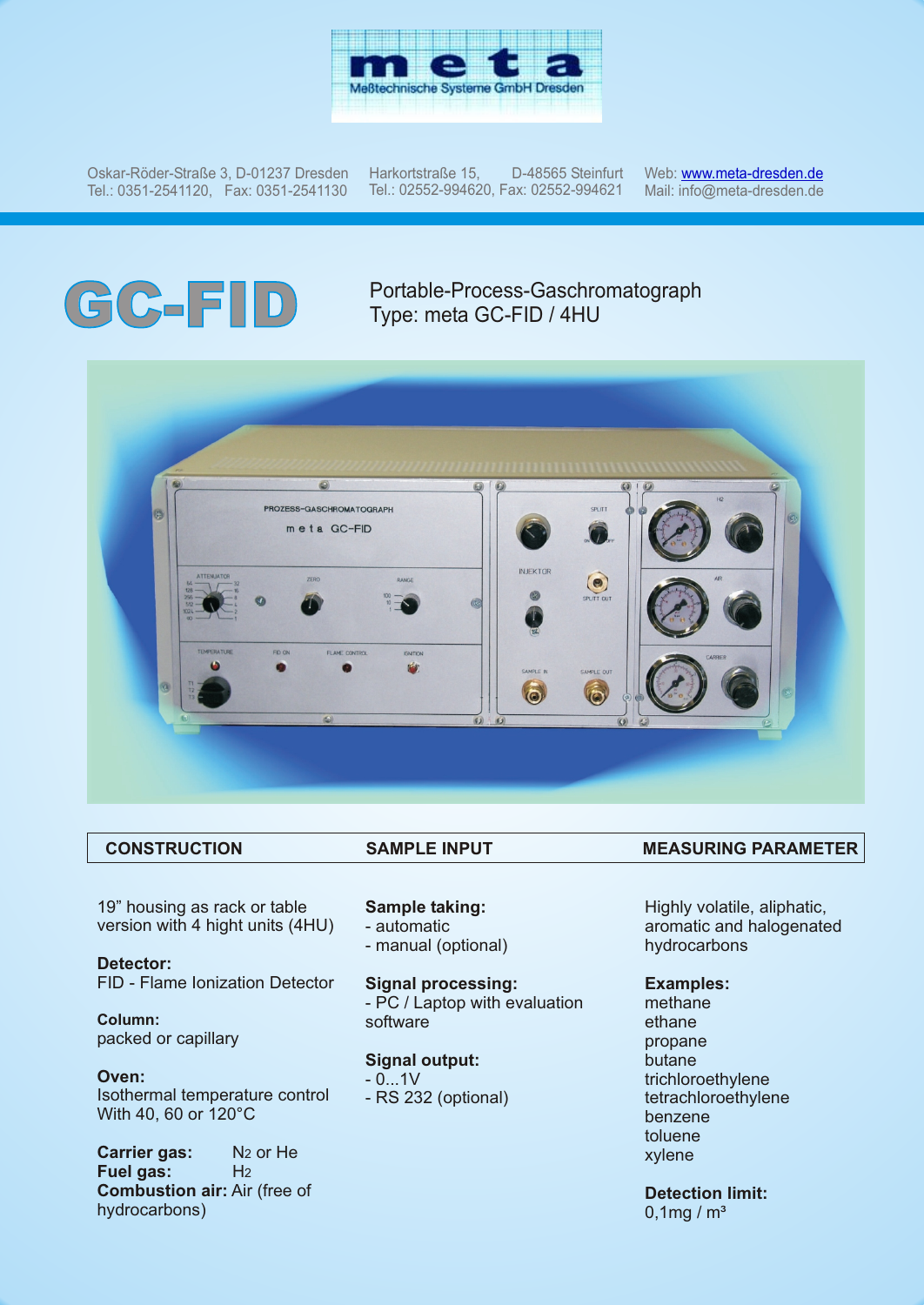# meta

Meßtechnische Systeme GmbH Dresden

Oskar-Röder-Straße 3, D-01237 Dresden
Tel.: 0351-2541120, Fax: 0351-2541130

Harkortstraße 15, D-48565 Steinfurt
Tel.: 02552-994620, Fax: 02552-994621

Web: www.meta-dresden.de
Mail: info@meta-dresden.de

# GC-FID

Portable-Process-Gaschromatograph
Type: meta GC-FID / 4HU

## CONSTRUCTION

19" housing as rack or table version with 4 hight units (4HU)

**Detector:**
FID - Flame Ionization Detector

**Column:**
packed or capillary

**Oven:**
Isothermal temperature control
With 40, 60 or 120°C

**Carrier gas:** $N_2$ or He
**Fuel gas:** $H_2$
**Combustion air:** Air (free of hydrocarbons)

## SAMPLE INPUT

**Sample taking:**
- automatic
- manual (optional)

**Signal processing:**
- PC / Laptop with evaluation software

**Signal output:**
- 0...1V
- RS 232 (optional)

## MEASURING PARAMETER

Highly volatile, aliphatic, aromatic and halogenated hydrocarbons

**Examples:**
methane
ethane
propane
butane
trichloroethylene
tetrachloroethylene
benzene
toluene
xylene

**Detection limit:**
0,1mg / m³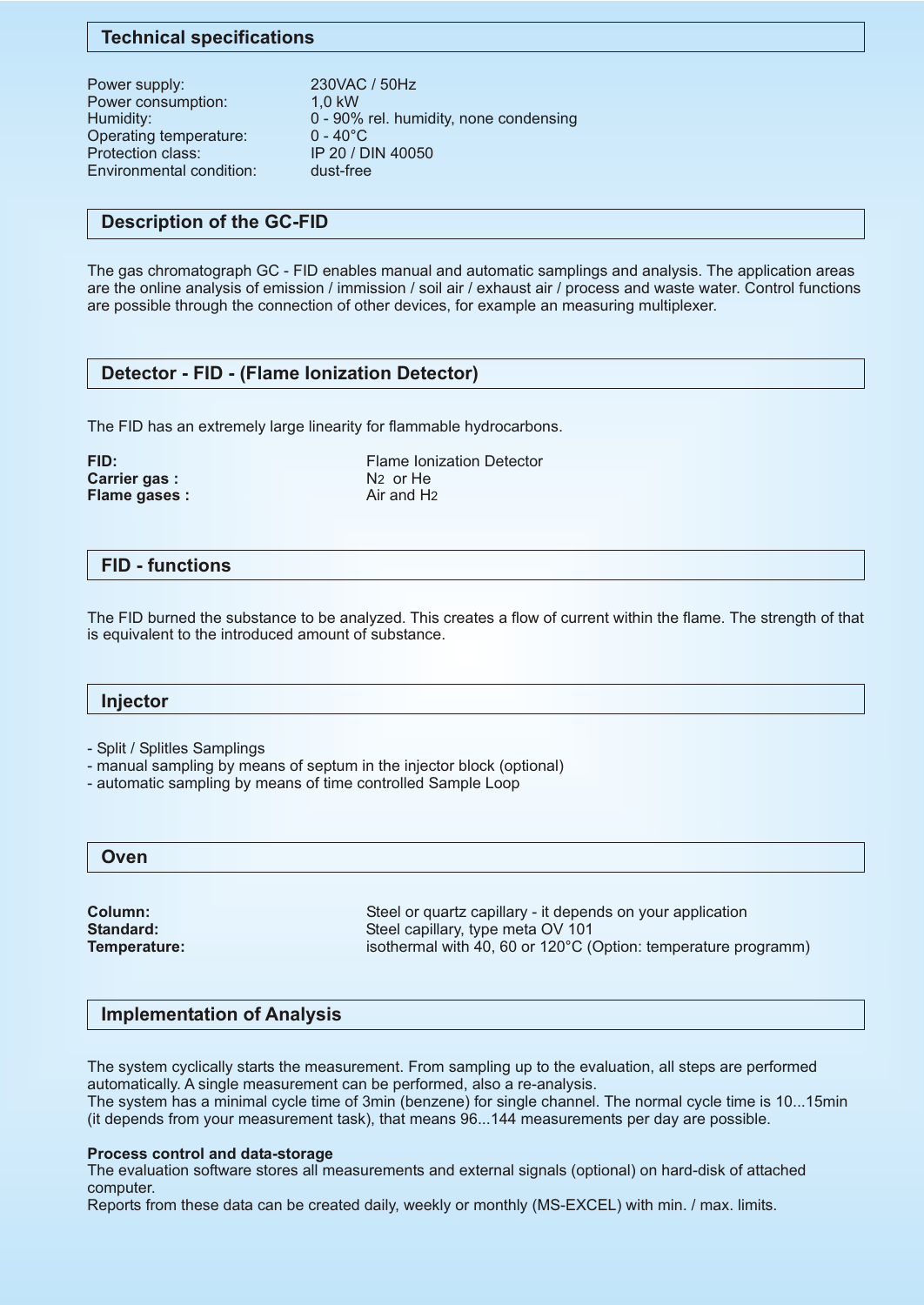## Technical specifications

| | |
|---|---|
| Power supply: | 230VAC / 50Hz |
| Power consumption: | 1,0 kW |
| Humidity: | 0 - 90% rel. humidity, none condensing |
| Operating temperature: | 0 - 40°C |
| Protection class: | IP 20 / DIN 40050 |
| Environmental condition: | dust-free |

## Description of the GC-FID

The gas chromatograph GC - FID enables manual and automatic samplings and analysis. The application areas are the online analysis of emission / immission / soil air / exhaust air / process and waste water. Control functions are possible through the connection of other devices, for example an measuring multiplexer.

## Detector - FID - (Flame Ionization Detector)

The FID has an extremely large linearity for flammable hydrocarbons.

| | |
|---|---|
| **FID:** | Flame Ionization Detector |
| **Carrier gas :** | $N_2$ or He |
| **Flame gases :** | Air and $H_2$ |

## FID - functions

The FID burned the substance to be analyzed. This creates a flow of current within the flame. The strength of that is equivalent to the introduced amount of substance.

## Injector

- Split / Splitles Samplings
- manual sampling by means of septum in the injector block (optional)
- automatic sampling by means of time controlled Sample Loop

## Oven

| | |
|---|---|
| **Column:** | Steel or quartz capillary - it depends on your application |
| **Standard:** | Steel capillary, type meta OV 101 |
| **Temperature:** | isothermal with 40, 60 or 120°C (Option: temperature programm) |

## Implementation of Analysis

The system cyclically starts the measurement. From sampling up to the evaluation, all steps are performed automatically. A single measurement can be performed, also a re-analysis.
The system has a minimal cycle time of 3min (benzene) for single channel. The normal cycle time is 10...15min (it depends from your measurement task), that means 96...144 measurements per day are possible.

**Process control and data-storage**

The evaluation software stores all measurements and external signals (optional) on hard-disk of attached computer.
Reports from these data can be created daily, weekly or monthly (MS-EXCEL) with min. / max. limits.